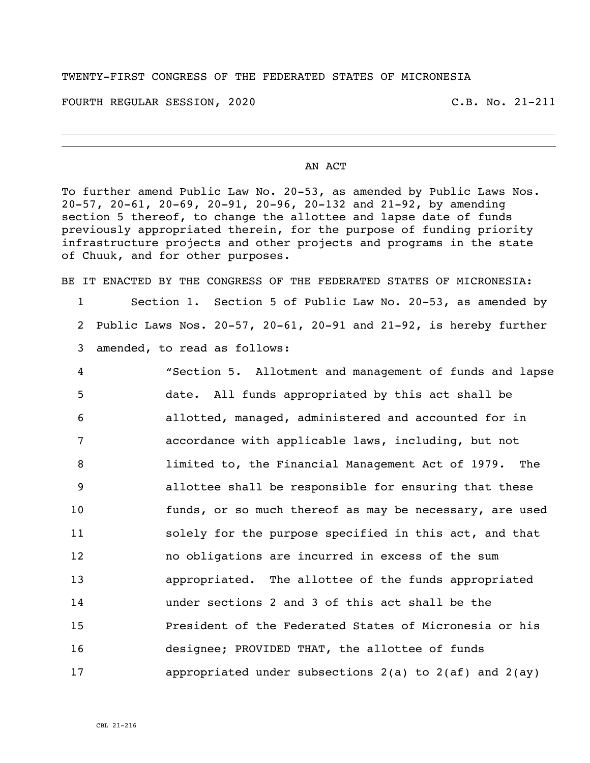TWENTY-FIRST CONGRESS OF THE FEDERATED STATES OF MICRONESIA

FOURTH REGULAR SESSION, 2020 C.B. No. 21-211

---

AN ACT

To further amend Public Law No. 20-53, as amended by Public Laws Nos. 20-57, 20-61, 20-69, 20-91, 20-96, 20-132 and 21-92, by amending section 5 thereof, to change the allottee and lapse date of funds previously appropriated therein, for the purpose of funding priority infrastructure projects and other projects and programs in the state of Chuuk, and for other purposes.

BE IT ENACTED BY THE CONGRESS OF THE FEDERATED STATES OF MICRONESIA:

1 Section 1. Section 5 of Public Law No. 20-53, as amended by
2 Public Laws Nos. 20-57, 20-61, 20-91 and 21-92, is hereby further
3 amended, to read as follows:

4 "Section 5. Allotment and management of funds and lapse
5 date. All funds appropriated by this act shall be
6 allotted, managed, administered and accounted for in
7 accordance with applicable laws, including, but not
8 limited to, the Financial Management Act of 1979. The
9 allottee shall be responsible for ensuring that these
10 funds, or so much thereof as may be necessary, are used
11 solely for the purpose specified in this act, and that
12 no obligations are incurred in excess of the sum
13 appropriated. The allottee of the funds appropriated
14 under sections 2 and 3 of this act shall be the
15 President of the Federated States of Micronesia or his
16 designee; PROVIDED THAT, the allottee of funds
17 appropriated under subsections 2(a) to 2(af) and 2(ay)

CBL 21-216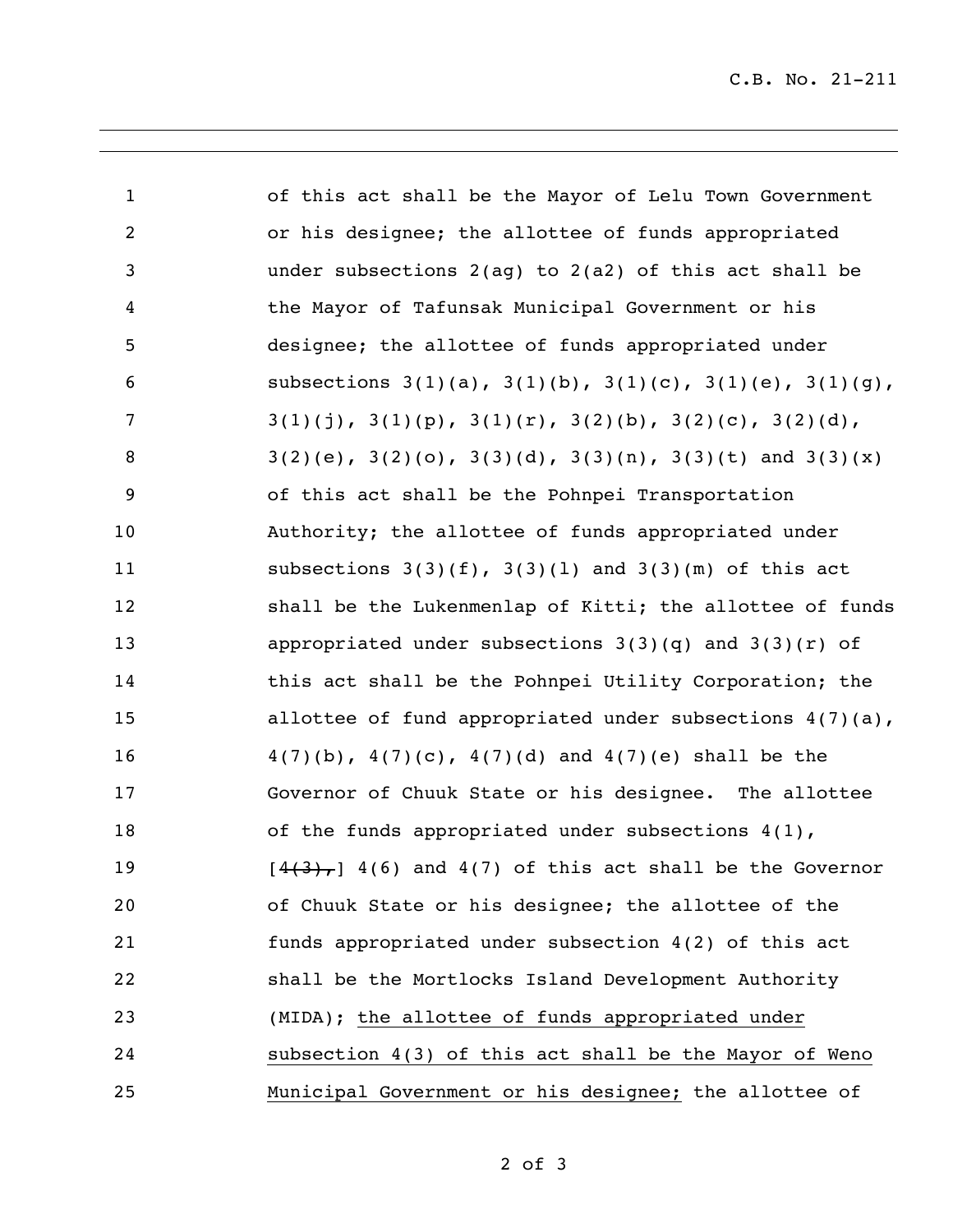of this act shall be the Mayor of Lelu Town Government or his designee; the allottee of funds appropriated under subsections 2(ag) to 2(a2) of this act shall be the Mayor of Tafunsak Municipal Government or his designee; the allottee of funds appropriated under subsections 3(1)(a), 3(1)(b), 3(1)(c), 3(1)(e), 3(1)(g), 3(1)(j), 3(1)(p), 3(1)(r), 3(2)(b), 3(2)(c), 3(2)(d), 3(2)(e), 3(2)(o), 3(3)(d), 3(3)(n), 3(3)(t) and 3(3)(x) of this act shall be the Pohnpei Transportation Authority; the allottee of funds appropriated under subsections 3(3)(f), 3(3)(l) and 3(3)(m) of this act shall be the Lukenmenlap of Kitti; the allottee of funds appropriated under subsections 3(3)(q) and 3(3)(r) of this act shall be the Pohnpei Utility Corporation; the allottee of fund appropriated under subsections 4(7)(a), 4(7)(b), 4(7)(c), 4(7)(d) and 4(7)(e) shall be the Governor of Chuuk State or his designee. The allottee of the funds appropriated under subsections 4(1), [~~4(3),~~] 4(6) and 4(7) of this act shall be the Governor of Chuuk State or his designee; the allottee of the funds appropriated under subsection 4(2) of this act shall be the Mortlocks Island Development Authority (MIDA); <u>the allottee of funds appropriated under subsection 4(3) of this act shall be the Mayor of Weno Municipal Government or his designee;</u> the allottee of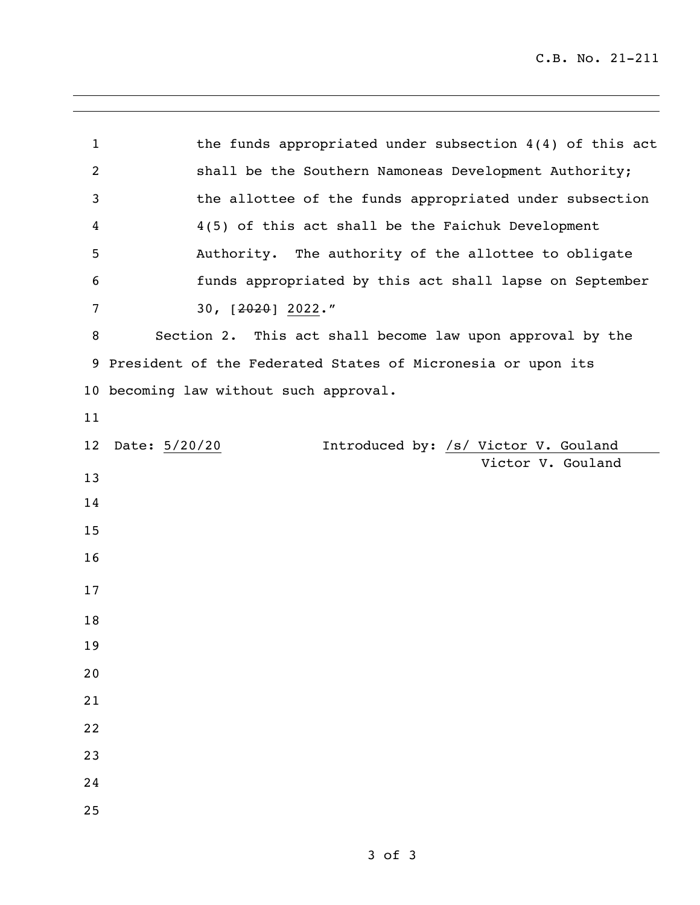the funds appropriated under subsection 4(4) of this act shall be the Southern Namoneas Development Authority; the allottee of the funds appropriated under subsection 4(5) of this act shall be the Faichuk Development Authority. The authority of the allottee to obligate funds appropriated by this act shall lapse on September 30, [~~2020~~] <u>2022</u>."

Section 2. This act shall become law upon approval by the President of the Federated States of Micronesia or upon its becoming law without such approval.

Date: <u>5/20/20</u>

Introduced by: <u>/s/ Victor V. Gouland</u>
Victor V. Gouland